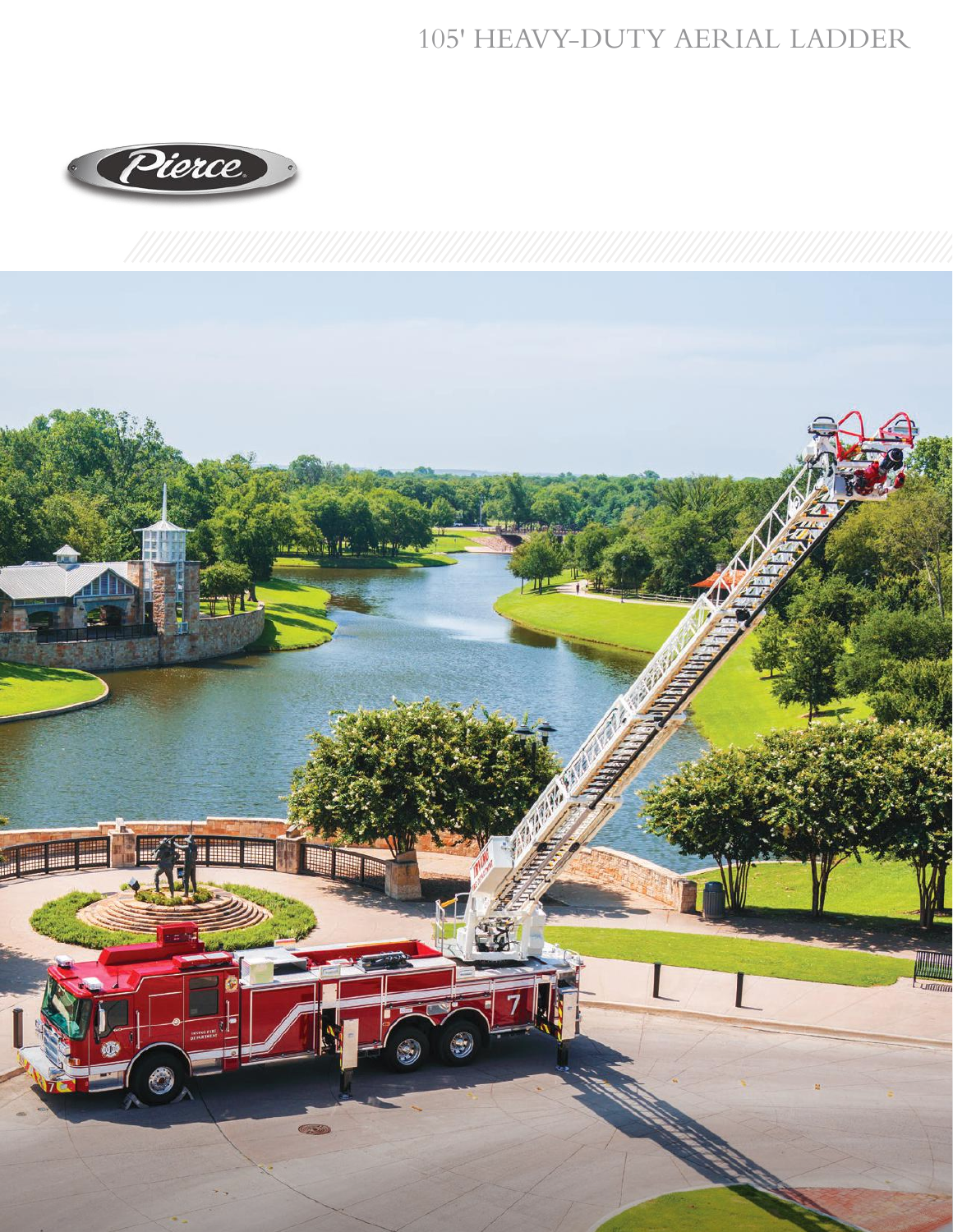# 105' HEAVY-DUTY AERIAL LADDER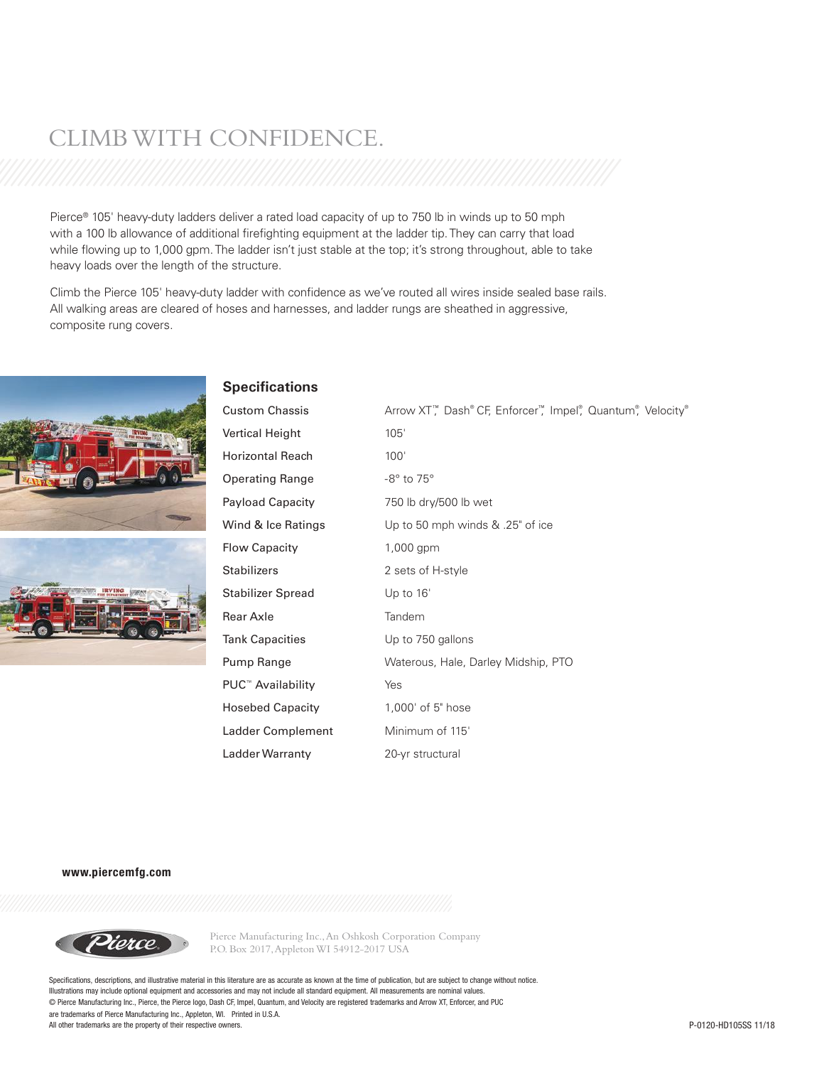# CLIMB WITH CONFIDENCE.

Pierce® 105' heavy-duty ladders deliver a rated load capacity of up to 750 lb in winds up to 50 mph with a 100 lb allowance of additional firefighting equipment at the ladder tip. They can carry that load while flowing up to 1,000 gpm. The ladder isn't just stable at the top; it's strong throughout, able to take heavy loads over the length of the structure.

Climb the Pierce 105' heavy-duty ladder with confidence as we've routed all wires inside sealed base rails. All walking areas are cleared of hoses and harnesses, and ladder rungs are sheathed in aggressive, composite rung covers.

## Specifications

| | |
|---|---|
| Custom Chassis | Arrow XT™, Dash® CF, Enforcer™, Impel®, Quantum®, Velocity® |
| Vertical Height | 105' |
| Horizontal Reach | 100' |
| Operating Range | -8° to 75° |
| Payload Capacity | 750 lb dry/500 lb wet |
| Wind & Ice Ratings | Up to 50 mph winds & .25" of ice |
| Flow Capacity | 1,000 gpm |
| Stabilizers | 2 sets of H-style |
| Stabilizer Spread | Up to 16' |
| Rear Axle | Tandem |
| Tank Capacities | Up to 750 gallons |
| Pump Range | Waterous, Hale, Darley Midship, PTO |
| PUC™ Availability | Yes |
| Hosebed Capacity | 1,000' of 5" hose |
| Ladder Complement | Minimum of 115' |
| Ladder Warranty | 20-yr structural |

**www.piercemfg.com**

Pierce Manufacturing Inc., An Oshkosh Corporation Company
P.O. Box 2017, Appleton WI 54912-2017 USA

Specifications, descriptions, and illustrative material in this literature are as accurate as known at the time of publication, but are subject to change without notice. Illustrations may include optional equipment and accessories and may not include all standard equipment. All measurements are nominal values.
© Pierce Manufacturing Inc., Pierce, the Pierce logo, Dash CF, Impel, Quantum, and Velocity are registered trademarks and Arrow XT, Enforcer, and PUC are trademarks of Pierce Manufacturing Inc., Appleton, WI. Printed in U.S.A.
All other trademarks are the property of their respective owners.

P-0120-HD105SS 11/18